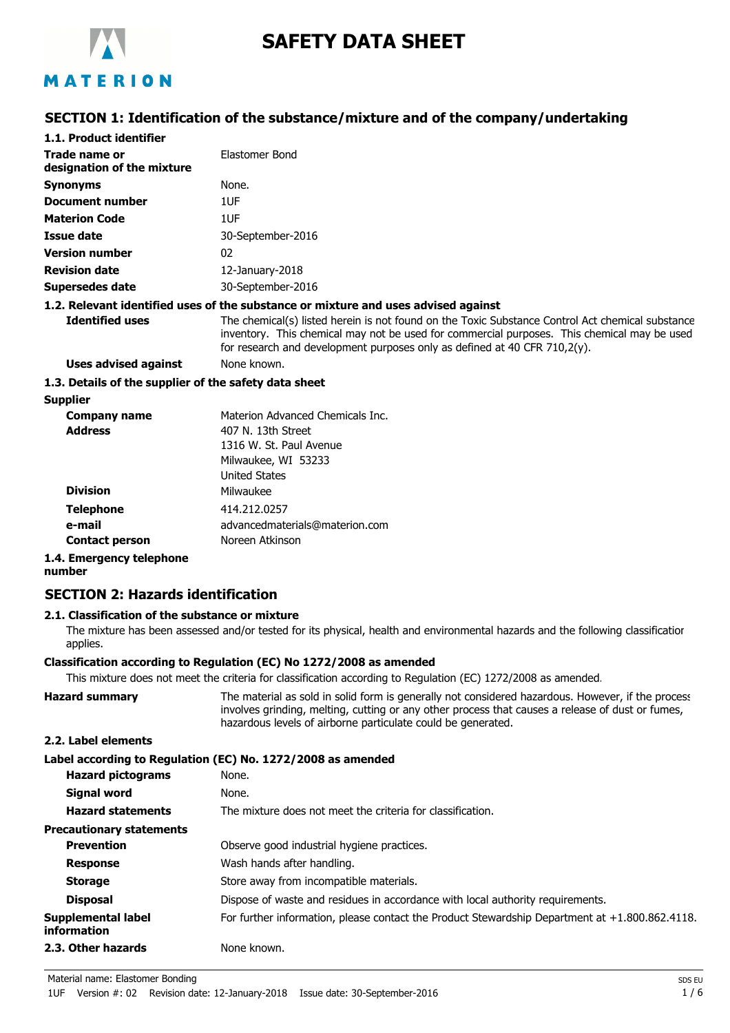# SAFETY DATA SHEET

## SECTION 1: Identification of the substance/mixture and of the company/undertaking

### 1.1. Product identifier

| | |
|---|---|
| **Trade name or designation of the mixture** | Elastomer Bond |
| **Synonyms** | None. |
| **Document number** | 1UF |
| **Materion Code** | 1UF |
| **Issue date** | 30-September-2016 |
| **Version number** | 02 |
| **Revision date** | 12-January-2018 |
| **Supersedes date** | 30-September-2016 |

### 1.2. Relevant identified uses of the substance or mixture and uses advised against

**Identified uses** The chemical(s) listed herein is not found on the Toxic Substance Control Act chemical substance inventory. This chemical may not be used for commercial purposes. This chemical may be used for research and development purposes only as defined at 40 CFR 710,2(y).

**Uses advised against** None known.

### 1.3. Details of the supplier of the safety data sheet

**Supplier**

| | |
|---|---|
| **Company name** | Materion Advanced Chemicals Inc. |
| **Address** | 407 N. 13th Street<br>1316 W. St. Paul Avenue<br>Milwaukee, WI 53233<br>United States |
| **Division** | Milwaukee |
| **Telephone** | 414.212.0257 |
| **e-mail** | advancedmaterials@materion.com |
| **Contact person** | Noreen Atkinson |

### 1.4. Emergency telephone number

## SECTION 2: Hazards identification

### 2.1. Classification of the substance or mixture

The mixture has been assessed and/or tested for its physical, health and environmental hazards and the following classification applies.

**Classification according to Regulation (EC) No 1272/2008 as amended**

This mixture does not meet the criteria for classification according to Regulation (EC) 1272/2008 as amended.

**Hazard summary** The material as sold in solid form is generally not considered hazardous. However, if the process involves grinding, melting, cutting or any other process that causes a release of dust or fumes, hazardous levels of airborne particulate could be generated.

### 2.2. Label elements

**Label according to Regulation (EC) No. 1272/2008 as amended**

| | |
|---|---|
| **Hazard pictograms** | None. |
| **Signal word** | None. |
| **Hazard statements** | The mixture does not meet the criteria for classification. |

**Precautionary statements**

| | |
|---|---|
| **Prevention** | Observe good industrial hygiene practices. |
| **Response** | Wash hands after handling. |
| **Storage** | Store away from incompatible materials. |
| **Disposal** | Dispose of waste and residues in accordance with local authority requirements. |

**Supplemental label information** For further information, please contact the Product Stewardship Department at +1.800.862.4118.

### 2.3. Other hazards

None known.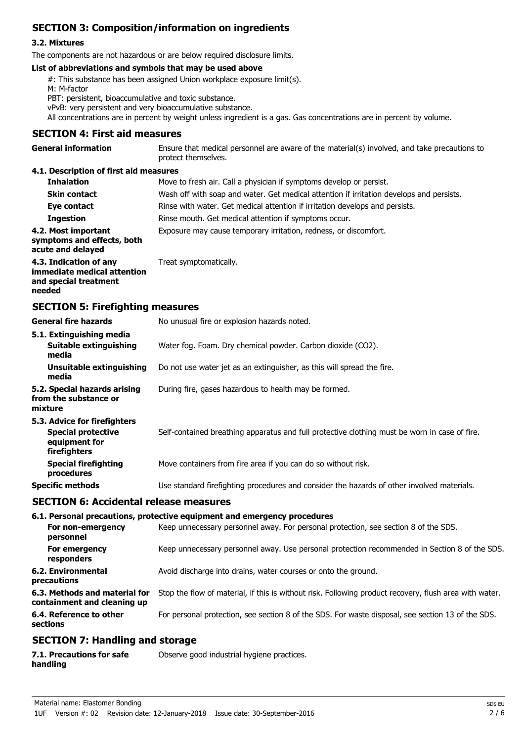## SECTION 3: Composition/information on ingredients

### 3.2. Mixtures

The components are not hazardous or are below required disclosure limits.

**List of abbreviations and symbols that may be used above**

#: This substance has been assigned Union workplace exposure limit(s).
M: M-factor
PBT: persistent, bioaccumulative and toxic substance.
vPvB: very persistent and very bioaccumulative substance.
All concentrations are in percent by weight unless ingredient is a gas. Gas concentrations are in percent by volume.

## SECTION 4: First aid measures

**General information** Ensure that medical personnel are aware of the material(s) involved, and take precautions to protect themselves.

**4.1. Description of first aid measures**

| | |
|---|---|
| **Inhalation** | Move to fresh air. Call a physician if symptoms develop or persist. |
| **Skin contact** | Wash off with soap and water. Get medical attention if irritation develops and persists. |
| **Eye contact** | Rinse with water. Get medical attention if irritation develops and persists. |
| **Ingestion** | Rinse mouth. Get medical attention if symptoms occur. |
| **4.2. Most important symptoms and effects, both acute and delayed** | Exposure may cause temporary irritation, redness, or discomfort. |
| **4.3. Indication of any immediate medical attention and special treatment needed** | Treat symptomatically. |

## SECTION 5: Firefighting measures

| | |
|---|---|
| **General fire hazards** | No unusual fire or explosion hazards noted. |
| **5.1. Extinguishing media** | |
| **Suitable extinguishing media** | Water fog. Foam. Dry chemical powder. Carbon dioxide ($CO_2$). |
| **Unsuitable extinguishing media** | Do not use water jet as an extinguisher, as this will spread the fire. |
| **5.2. Special hazards arising from the substance or mixture** | During fire, gases hazardous to health may be formed. |
| **5.3. Advice for firefighters** | |
| **Special protective equipment for firefighters** | Self-contained breathing apparatus and full protective clothing must be worn in case of fire. |
| **Special firefighting procedures** | Move containers from fire area if you can do so without risk. |
| **Specific methods** | Use standard firefighting procedures and consider the hazards of other involved materials. |

## SECTION 6: Accidental release measures

**6.1. Personal precautions, protective equipment and emergency procedures**

| | |
|---|---|
| **For non-emergency personnel** | Keep unnecessary personnel away. For personal protection, see section 8 of the SDS. |
| **For emergency responders** | Keep unnecessary personnel away. Use personal protection recommended in Section 8 of the SDS. |
| **6.2. Environmental precautions** | Avoid discharge into drains, water courses or onto the ground. |
| **6.3. Methods and material for containment and cleaning up** | Stop the flow of material, if this is without risk. Following product recovery, flush area with water. |
| **6.4. Reference to other sections** | For personal protection, see section 8 of the SDS. For waste disposal, see section 13 of the SDS. |

## SECTION 7: Handling and storage

| | |
|---|---|
| **7.1. Precautions for safe handling** | Observe good industrial hygiene practices. |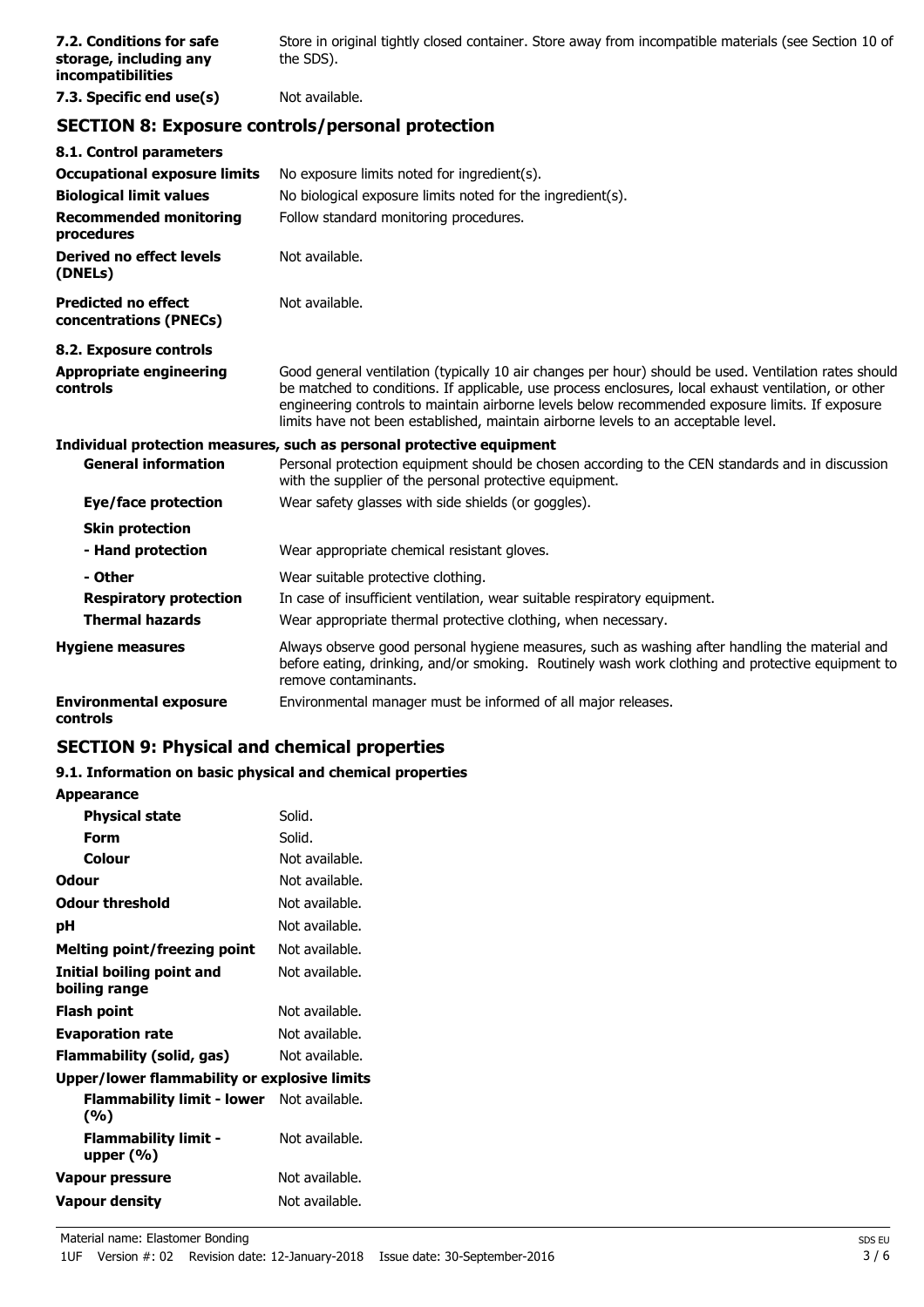| | |
|---|---|
| **7.2. Conditions for safe storage, including any incompatibilities** | Store in original tightly closed container. Store away from incompatible materials (see Section 10 of the SDS). |
| **7.3. Specific end use(s)** | Not available. |

## SECTION 8: Exposure controls/personal protection

| | |
|---|---|
| **8.1. Control parameters** | |
| **Occupational exposure limits** | No exposure limits noted for ingredient(s). |
| **Biological limit values** | No biological exposure limits noted for the ingredient(s). |
| **Recommended monitoring procedures** | Follow standard monitoring procedures. |
| **Derived no effect levels (DNELs)** | Not available. |
| **Predicted no effect concentrations (PNECs)** | Not available. |
| **8.2. Exposure controls** | |
| **Appropriate engineering controls** | Good general ventilation (typically 10 air changes per hour) should be used. Ventilation rates should be matched to conditions. If applicable, use process enclosures, local exhaust ventilation, or other engineering controls to maintain airborne levels below recommended exposure limits. If exposure limits have not been established, maintain airborne levels to an acceptable level. |

**Individual protection measures, such as personal protective equipment**

| | |
|---|---|
| **General information** | Personal protection equipment should be chosen according to the CEN standards and in discussion with the supplier of the personal protective equipment. |
| **Eye/face protection** | Wear safety glasses with side shields (or goggles). |
| **Skin protection** | |
| **- Hand protection** | Wear appropriate chemical resistant gloves. |
| **- Other** | Wear suitable protective clothing. |
| **Respiratory protection** | In case of insufficient ventilation, wear suitable respiratory equipment. |
| **Thermal hazards** | Wear appropriate thermal protective clothing, when necessary. |
| **Hygiene measures** | Always observe good personal hygiene measures, such as washing after handling the material and before eating, drinking, and/or smoking. Routinely wash work clothing and protective equipment to remove contaminants. |
| **Environmental exposure controls** | Environmental manager must be informed of all major releases. |

## SECTION 9: Physical and chemical properties

**9.1. Information on basic physical and chemical properties**

| | |
|---|---|
| **Appearance** | |
| **Physical state** | Solid. |
| **Form** | Solid. |
| **Colour** | Not available. |
| **Odour** | Not available. |
| **Odour threshold** | Not available. |
| **pH** | Not available. |
| **Melting point/freezing point** | Not available. |
| **Initial boiling point and boiling range** | Not available. |
| **Flash point** | Not available. |
| **Evaporation rate** | Not available. |
| **Flammability (solid, gas)** | Not available. |
| **Upper/lower flammability or explosive limits** | |
| **Flammability limit - lower (%)** | Not available. |
| **Flammability limit - upper (%)** | Not available. |
| **Vapour pressure** | Not available. |
| **Vapour density** | Not available. |

Material name: Elastomer Bonding

1UF Version #: 02 Revision date: 12-January-2018 Issue date: 30-September-2016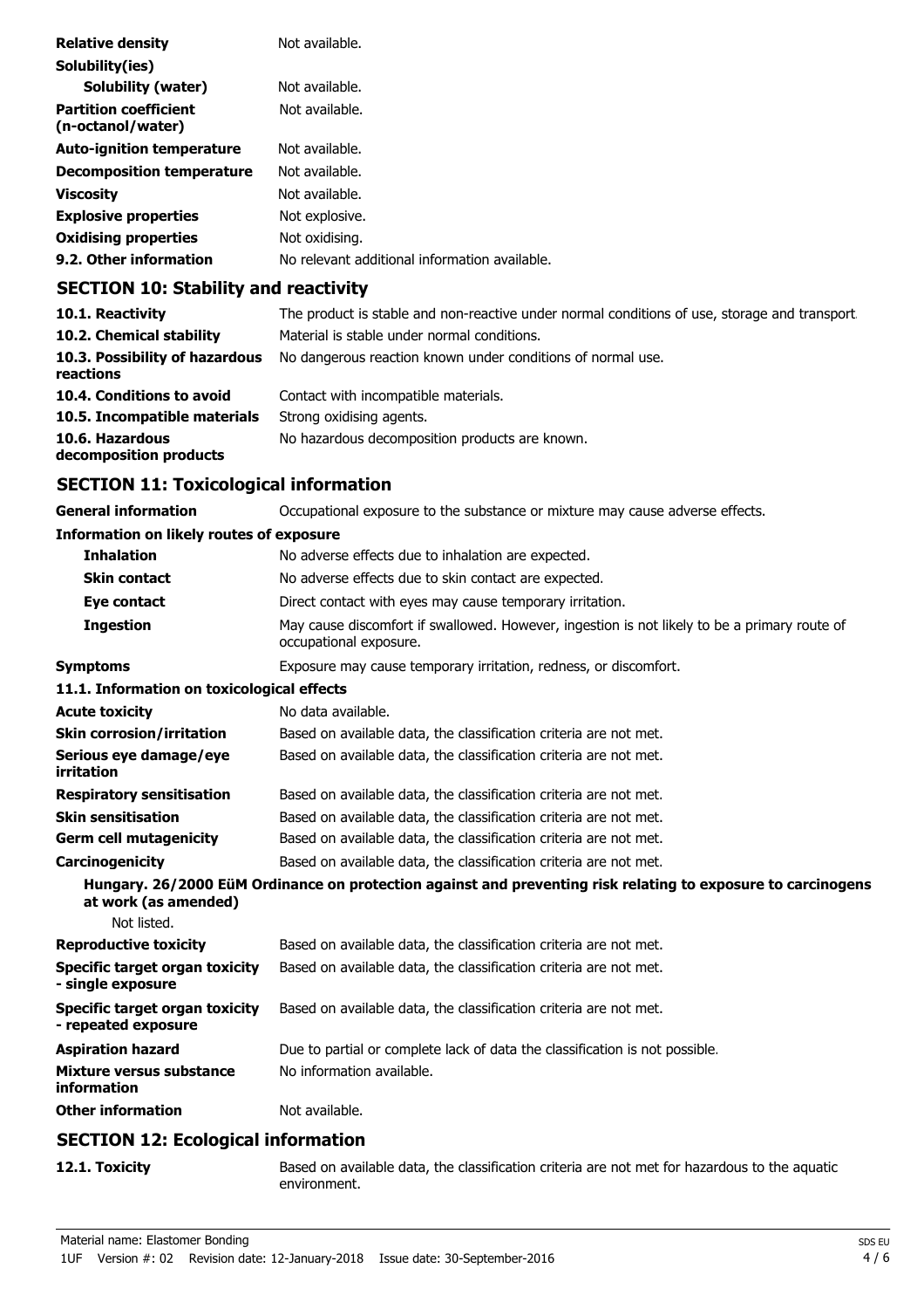| | |
|---|---|
| **Relative density** | Not available. |
| **Solubility(ies)** | |
| **Solubility (water)** | Not available. |
| **Partition coefficient (n-octanol/water)** | Not available. |
| **Auto-ignition temperature** | Not available. |
| **Decomposition temperature** | Not available. |
| **Viscosity** | Not available. |
| **Explosive properties** | Not explosive. |
| **Oxidising properties** | Not oxidising. |
| **9.2. Other information** | No relevant additional information available. |

## SECTION 10: Stability and reactivity

| | |
|---|---|
| **10.1. Reactivity** | The product is stable and non-reactive under normal conditions of use, storage and transport. |
| **10.2. Chemical stability** | Material is stable under normal conditions. |
| **10.3. Possibility of hazardous reactions** | No dangerous reaction known under conditions of normal use. |
| **10.4. Conditions to avoid** | Contact with incompatible materials. |
| **10.5. Incompatible materials** | Strong oxidising agents. |
| **10.6. Hazardous decomposition products** | No hazardous decomposition products are known. |

## SECTION 11: Toxicological information

| | |
|---|---|
| **General information** | Occupational exposure to the substance or mixture may cause adverse effects. |
| **Information on likely routes of exposure** | |
| **Inhalation** | No adverse effects due to inhalation are expected. |
| **Skin contact** | No adverse effects due to skin contact are expected. |
| **Eye contact** | Direct contact with eyes may cause temporary irritation. |
| **Ingestion** | May cause discomfort if swallowed. However, ingestion is not likely to be a primary route of occupational exposure. |
| **Symptoms** | Exposure may cause temporary irritation, redness, or discomfort. |

**11.1. Information on toxicological effects**

| | |
|---|---|
| **Acute toxicity** | No data available. |
| **Skin corrosion/irritation** | Based on available data, the classification criteria are not met. |
| **Serious eye damage/eye irritation** | Based on available data, the classification criteria are not met. |
| **Respiratory sensitisation** | Based on available data, the classification criteria are not met. |
| **Skin sensitisation** | Based on available data, the classification criteria are not met. |
| **Germ cell mutagenicity** | Based on available data, the classification criteria are not met. |
| **Carcinogenicity** | Based on available data, the classification criteria are not met. |

**Hungary. 26/2000 EüM Ordinance on protection against and preventing risk relating to exposure to carcinogens at work (as amended)**

Not listed.

| | |
|---|---|
| **Reproductive toxicity** | Based on available data, the classification criteria are not met. |
| **Specific target organ toxicity - single exposure** | Based on available data, the classification criteria are not met. |
| **Specific target organ toxicity - repeated exposure** | Based on available data, the classification criteria are not met. |
| **Aspiration hazard** | Due to partial or complete lack of data the classification is not possible. |
| **Mixture versus substance information** | No information available. |
| **Other information** | Not available. |

## SECTION 12: Ecological information

| | |
|---|---|
| **12.1. Toxicity** | Based on available data, the classification criteria are not met for hazardous to the aquatic environment. |

Material name: Elastomer Bonding

1UF Version #: 02 Revision date: 12-January-2018 Issue date: 30-September-2016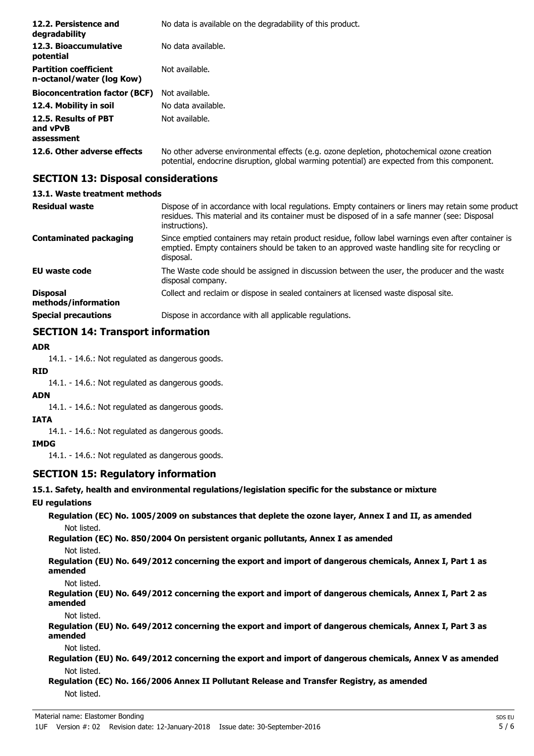| | |
|---|---|
| **12.2. Persistence and degradability** | No data is available on the degradability of this product. |
| **12.3. Bioaccumulative potential** | No data available. |
| **Partition coefficient n-octanol/water (log Kow)** | Not available. |
| **Bioconcentration factor (BCF)** | Not available. |
| **12.4. Mobility in soil** | No data available. |
| **12.5. Results of PBT and vPvB assessment** | Not available. |
| **12.6. Other adverse effects** | No other adverse environmental effects (e.g. ozone depletion, photochemical ozone creation potential, endocrine disruption, global warming potential) are expected from this component. |

## SECTION 13: Disposal considerations

### 13.1. Waste treatment methods

| | |
|---|---|
| **Residual waste** | Dispose of in accordance with local regulations. Empty containers or liners may retain some product residues. This material and its container must be disposed of in a safe manner (see: Disposal instructions). |
| **Contaminated packaging** | Since emptied containers may retain product residue, follow label warnings even after container is emptied. Empty containers should be taken to an approved waste handling site for recycling or disposal. |
| **EU waste code** | The Waste code should be assigned in discussion between the user, the producer and the waste disposal company. |
| **Disposal methods/information** | Collect and reclaim or dispose in sealed containers at licensed waste disposal site. |
| **Special precautions** | Dispose in accordance with all applicable regulations. |

## SECTION 14: Transport information

**ADR**

14.1. - 14.6.: Not regulated as dangerous goods.

**RID**

14.1. - 14.6.: Not regulated as dangerous goods.

**ADN**

14.1. - 14.6.: Not regulated as dangerous goods.

**IATA**

14.1. - 14.6.: Not regulated as dangerous goods.

**IMDG**

14.1. - 14.6.: Not regulated as dangerous goods.

## SECTION 15: Regulatory information

### 15.1. Safety, health and environmental regulations/legislation specific for the substance or mixture

**EU regulations**

**Regulation (EC) No. 1005/2009 on substances that deplete the ozone layer, Annex I and II, as amended**

Not listed.

**Regulation (EC) No. 850/2004 On persistent organic pollutants, Annex I as amended**

Not listed.

**Regulation (EU) No. 649/2012 concerning the export and import of dangerous chemicals, Annex I, Part 1 as amended**

Not listed.

**Regulation (EU) No. 649/2012 concerning the export and import of dangerous chemicals, Annex I, Part 2 as amended**

Not listed.

**Regulation (EU) No. 649/2012 concerning the export and import of dangerous chemicals, Annex I, Part 3 as amended**

Not listed.

**Regulation (EU) No. 649/2012 concerning the export and import of dangerous chemicals, Annex V as amended**

Not listed.

**Regulation (EC) No. 166/2006 Annex II Pollutant Release and Transfer Registry, as amended**

Not listed.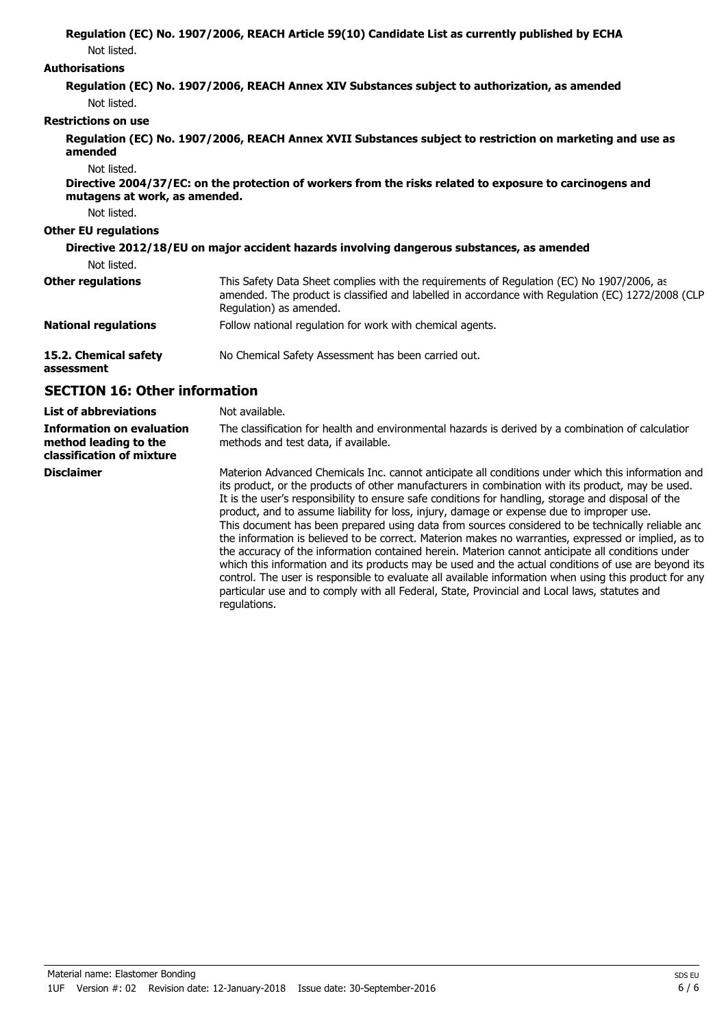**Regulation (EC) No. 1907/2006, REACH Article 59(10) Candidate List as currently published by ECHA**

Not listed.

**Authorisations**

**Regulation (EC) No. 1907/2006, REACH Annex XIV Substances subject to authorization, as amended**

Not listed.

**Restrictions on use**

**Regulation (EC) No. 1907/2006, REACH Annex XVII Substances subject to restriction on marketing and use as amended**

Not listed.

**Directive 2004/37/EC: on the protection of workers from the risks related to exposure to carcinogens and mutagens at work, as amended.**

Not listed.

**Other EU regulations**

**Directive 2012/18/EU on major accident hazards involving dangerous substances, as amended**

Not listed.

**Other regulations**

This Safety Data Sheet complies with the requirements of Regulation (EC) No 1907/2006, as amended. The product is classified and labelled in accordance with Regulation (EC) 1272/2008 (CLP Regulation) as amended.

**National regulations**

Follow national regulation for work with chemical agents.

**15.2. Chemical safety assessment**

No Chemical Safety Assessment has been carried out.

## SECTION 16: Other information

**List of abbreviations**

Not available.

**Information on evaluation method leading to the classification of mixture**

The classification for health and environmental hazards is derived by a combination of calculation methods and test data, if available.

**Disclaimer**

Materion Advanced Chemicals Inc. cannot anticipate all conditions under which this information and its product, or the products of other manufacturers in combination with its product, may be used. It is the user's responsibility to ensure safe conditions for handling, storage and disposal of the product, and to assume liability for loss, injury, damage or expense due to improper use. This document has been prepared using data from sources considered to be technically reliable and the information is believed to be correct. Materion makes no warranties, expressed or implied, as to the accuracy of the information contained herein. Materion cannot anticipate all conditions under which this information and its products may be used and the actual conditions of use are beyond its control. The user is responsible to evaluate all available information when using this product for any particular use and to comply with all Federal, State, Provincial and Local laws, statutes and regulations.